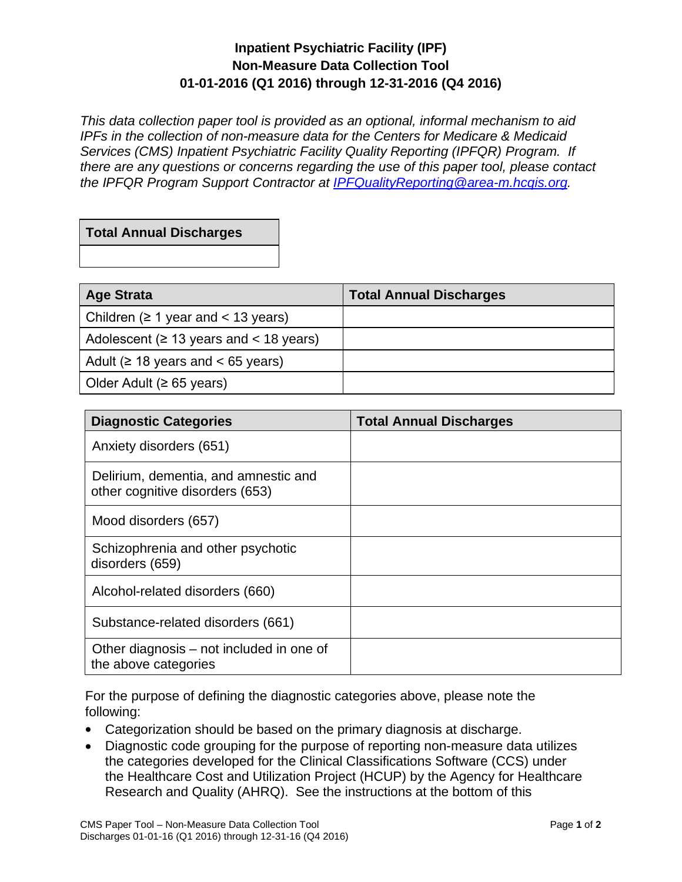# Inpatient Psychiatric Facility (IPF)
# Non-Measure Data Collection Tool
# 01-01-2016 (Q1 2016) through 12-31-2016 (Q4 2016)

*This data collection paper tool is provided as an optional, informal mechanism to aid IPFs in the collection of non-measure data for the Centers for Medicare & Medicaid Services (CMS) Inpatient Psychiatric Facility Quality Reporting (IPFQR) Program. If there are any questions or concerns regarding the use of this paper tool, please contact the IPFQR Program Support Contractor at [IPFQualityReporting@area-m.hcqis.org](mailto:IPFQualityReporting@area-m.hcqis.org).*

| Total Annual Discharges |
| --- |
| |

| Age Strata | Total Annual Discharges |
| --- | --- |
| Children (≥ 1 year and < 13 years) | |
| Adolescent (≥ 13 years and < 18 years) | |
| Adult (≥ 18 years and < 65 years) | |
| Older Adult (≥ 65 years) | |

| Diagnostic Categories | Total Annual Discharges |
| --- | --- |
| Anxiety disorders (651) | |
| Delirium, dementia, and amnestic and other cognitive disorders (653) | |
| Mood disorders (657) | |
| Schizophrenia and other psychotic disorders (659) | |
| Alcohol-related disorders (660) | |
| Substance-related disorders (661) | |
| Other diagnosis – not included in one of the above categories | |

For the purpose of defining the diagnostic categories above, please note the following:

- Categorization should be based on the primary diagnosis at discharge.
- Diagnostic code grouping for the purpose of reporting non-measure data utilizes the categories developed for the Clinical Classifications Software (CCS) under the Healthcare Cost and Utilization Project (HCUP) by the Agency for Healthcare Research and Quality (AHRQ). See the instructions at the bottom of this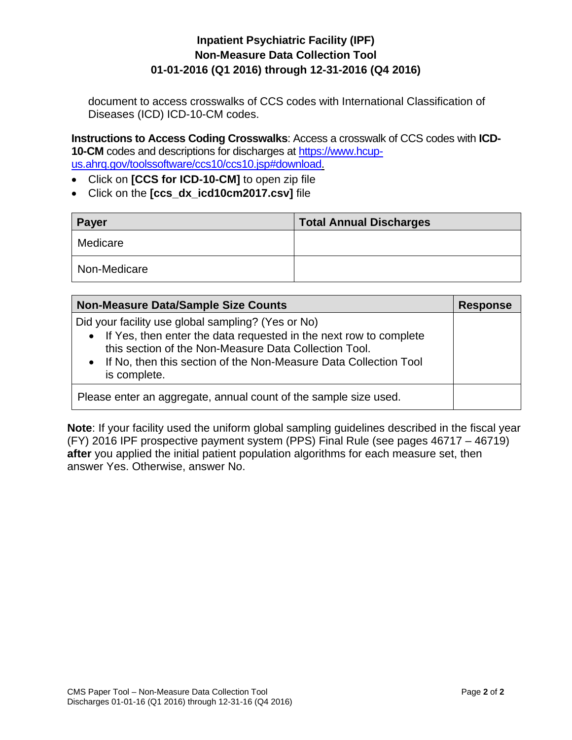document to access crosswalks of CCS codes with International Classification of Diseases (ICD) ICD-10-CM codes.

**Instructions to Access Coding Crosswalks**: Access a crosswalk of CCS codes with **ICD-10-CM** codes and descriptions for discharges at https://www.hcup-us.ahrq.gov/toolssoftware/ccs10/ccs10.jsp#download.

- Click on **[CCS for ICD-10-CM]** to open zip file
- Click on the **[ccs_dx_icd10cm2017.csv]** file

| Payer | Total Annual Discharges |
|---|---|
| Medicare | |
| Non-Medicare | |

| Non-Measure Data/Sample Size Counts | Response |
|---|---|
| Did your facility use global sampling? (Yes or No)<br>• If Yes, then enter the data requested in the next row to complete this section of the Non-Measure Data Collection Tool.<br>• If No, then this section of the Non-Measure Data Collection Tool is complete. | |
| Please enter an aggregate, annual count of the sample size used. | |

**Note**: If your facility used the uniform global sampling guidelines described in the fiscal year (FY) 2016 IPF prospective payment system (PPS) Final Rule (see pages 46717 – 46719) **after** you applied the initial patient population algorithms for each measure set, then answer Yes. Otherwise, answer No.